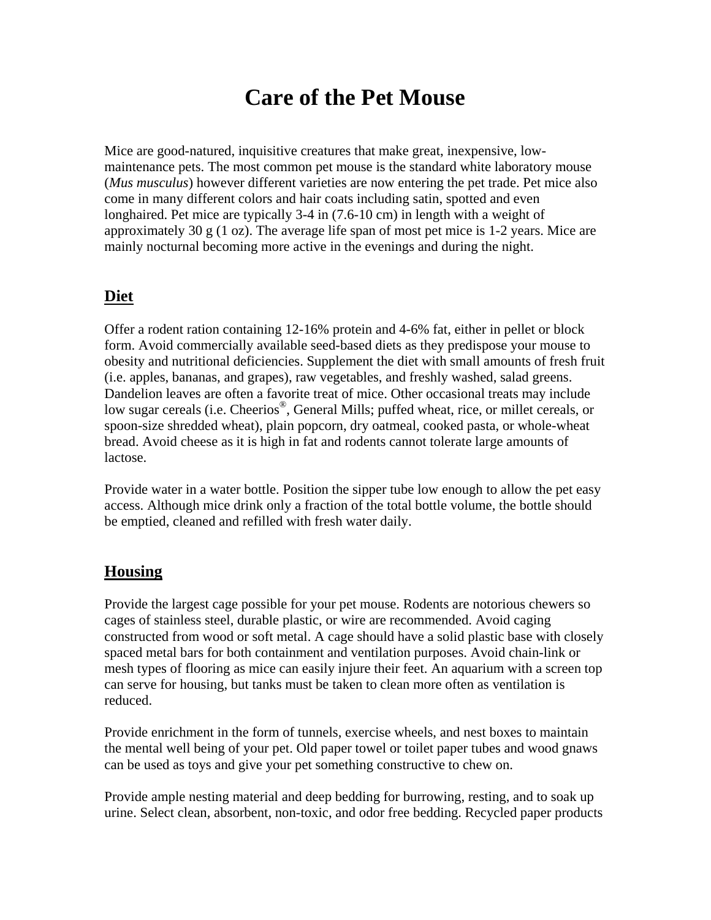# Care of the Pet Mouse

Mice are good-natured, inquisitive creatures that make great, inexpensive, low-maintenance pets. The most common pet mouse is the standard white laboratory mouse (*Mus musculus*) however different varieties are now entering the pet trade. Pet mice also come in many different colors and hair coats including satin, spotted and even longhaired. Pet mice are typically 3-4 in (7.6-10 cm) in length with a weight of approximately 30 g (1 oz). The average life span of most pet mice is 1-2 years. Mice are mainly nocturnal becoming more active in the evenings and during the night.

## Diet

Offer a rodent ration containing 12-16% protein and 4-6% fat, either in pellet or block form. Avoid commercially available seed-based diets as they predispose your mouse to obesity and nutritional deficiencies. Supplement the diet with small amounts of fresh fruit (i.e. apples, bananas, and grapes), raw vegetables, and freshly washed, salad greens. Dandelion leaves are often a favorite treat of mice. Other occasional treats may include low sugar cereals (i.e. Cheerios®, General Mills; puffed wheat, rice, or millet cereals, or spoon-size shredded wheat), plain popcorn, dry oatmeal, cooked pasta, or whole-wheat bread. Avoid cheese as it is high in fat and rodents cannot tolerate large amounts of lactose.

Provide water in a water bottle. Position the sipper tube low enough to allow the pet easy access. Although mice drink only a fraction of the total bottle volume, the bottle should be emptied, cleaned and refilled with fresh water daily.

## Housing

Provide the largest cage possible for your pet mouse. Rodents are notorious chewers so cages of stainless steel, durable plastic, or wire are recommended. Avoid caging constructed from wood or soft metal. A cage should have a solid plastic base with closely spaced metal bars for both containment and ventilation purposes. Avoid chain-link or mesh types of flooring as mice can easily injure their feet. An aquarium with a screen top can serve for housing, but tanks must be taken to clean more often as ventilation is reduced.

Provide enrichment in the form of tunnels, exercise wheels, and nest boxes to maintain the mental well being of your pet. Old paper towel or toilet paper tubes and wood gnaws can be used as toys and give your pet something constructive to chew on.

Provide ample nesting material and deep bedding for burrowing, resting, and to soak up urine. Select clean, absorbent, non-toxic, and odor free bedding. Recycled paper products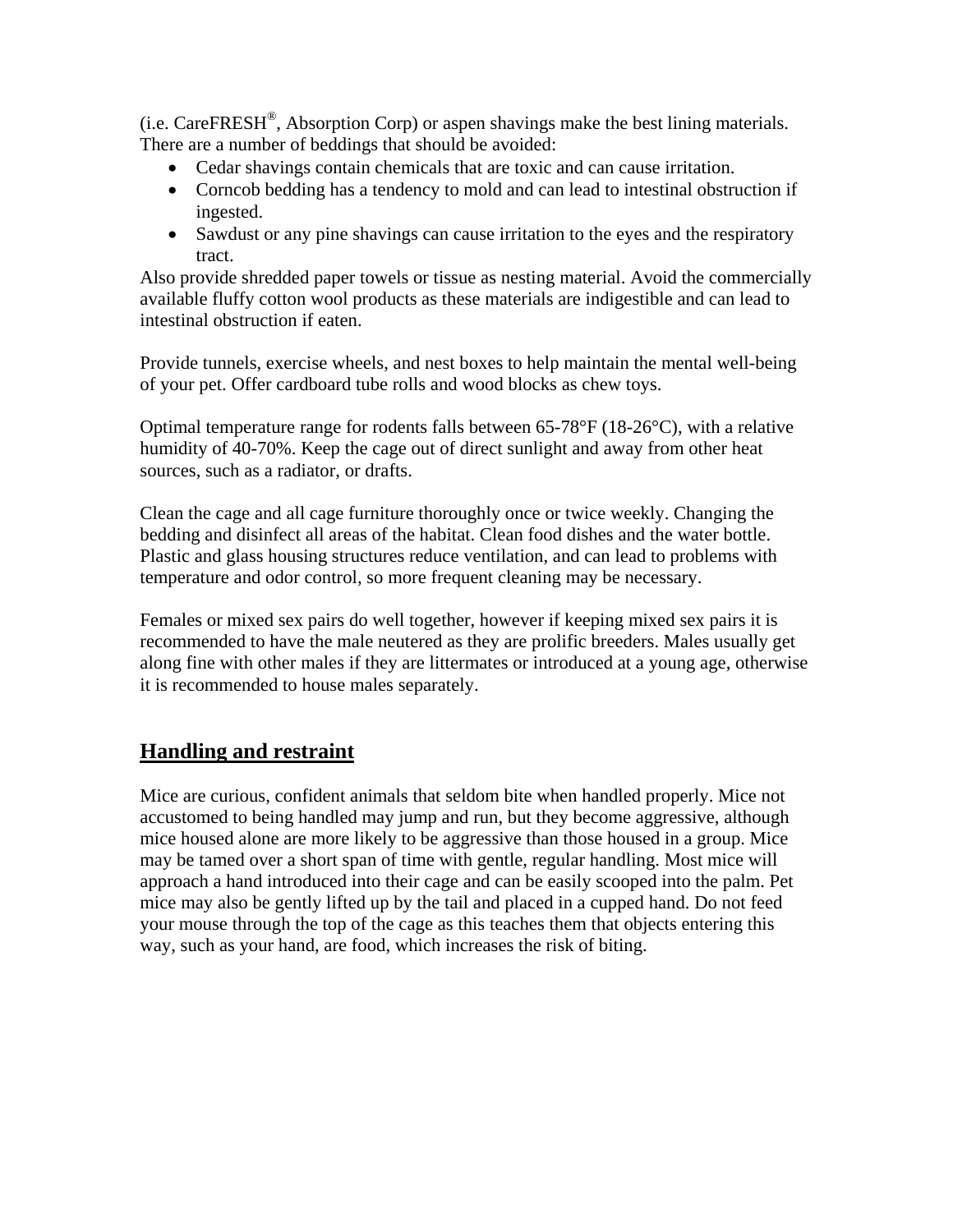(i.e. CareFRESH®, Absorption Corp) or aspen shavings make the best lining materials. There are a number of beddings that should be avoided:

- Cedar shavings contain chemicals that are toxic and can cause irritation.
- Corncob bedding has a tendency to mold and can lead to intestinal obstruction if ingested.
- Sawdust or any pine shavings can cause irritation to the eyes and the respiratory tract.

Also provide shredded paper towels or tissue as nesting material. Avoid the commercially available fluffy cotton wool products as these materials are indigestible and can lead to intestinal obstruction if eaten.

Provide tunnels, exercise wheels, and nest boxes to help maintain the mental well-being of your pet. Offer cardboard tube rolls and wood blocks as chew toys.

Optimal temperature range for rodents falls between 65-78°F (18-26°C), with a relative humidity of 40-70%. Keep the cage out of direct sunlight and away from other heat sources, such as a radiator, or drafts.

Clean the cage and all cage furniture thoroughly once or twice weekly. Changing the bedding and disinfect all areas of the habitat. Clean food dishes and the water bottle. Plastic and glass housing structures reduce ventilation, and can lead to problems with temperature and odor control, so more frequent cleaning may be necessary.

Females or mixed sex pairs do well together, however if keeping mixed sex pairs it is recommended to have the male neutered as they are prolific breeders. Males usually get along fine with other males if they are littermates or introduced at a young age, otherwise it is recommended to house males separately.

## Handling and restraint

Mice are curious, confident animals that seldom bite when handled properly. Mice not accustomed to being handled may jump and run, but they become aggressive, although mice housed alone are more likely to be aggressive than those housed in a group. Mice may be tamed over a short span of time with gentle, regular handling. Most mice will approach a hand introduced into their cage and can be easily scooped into the palm. Pet mice may also be gently lifted up by the tail and placed in a cupped hand. Do not feed your mouse through the top of the cage as this teaches them that objects entering this way, such as your hand, are food, which increases the risk of biting.